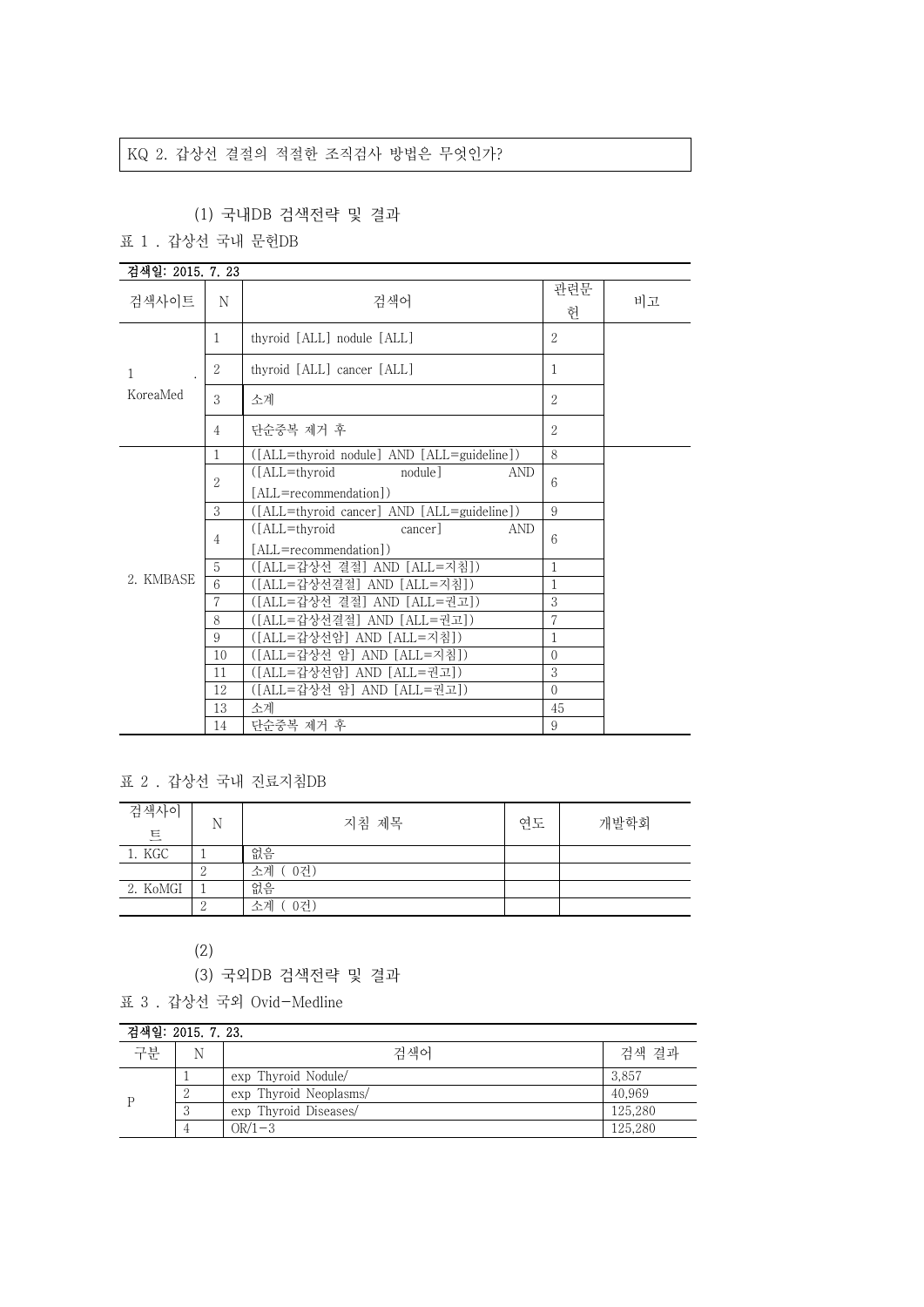KQ 2. 갑상선 결절의 적절한 조직검사 방법은 무엇인가?

(1) 국내DB 검색전략 및 결과

표 1 . 갑상선 국내 문헌DB

| 검색일: 2015. 7. 23 | | | | |
|---|---|---|---|---|
| 검색사이트 | N | 검색어 | 관련문헌 | 비고 |
| 1. KoreaMed | 1 | thyroid [ALL] nodule [ALL] | 2 | |
| | 2 | thyroid [ALL] cancer [ALL] | 1 | |
| | 3 | 소계 | 2 | |
| | 4 | 단순중복 제거 후 | 2 | |
| 2. KMBASE | 1 | ([ALL=thyroid nodule] AND [ALL=guideline]) | 8 | |
| | 2 | ([ALL=thyroid nodule] AND [ALL=recommendation]) | 6 | |
| | 3 | ([ALL=thyroid cancer] AND [ALL=guideline]) | 9 | |
| | 4 | ([ALL=thyroid cancer] AND [ALL=recommendation]) | 6 | |
| | 5 | ([ALL=갑상선 결절] AND [ALL=지침]) | 1 | |
| | 6 | ([ALL=갑상선결절] AND [ALL=지침]) | 1 | |
| | 7 | ([ALL=갑상선 결절] AND [ALL=권고]) | 3 | |
| | 8 | ([ALL=갑상선결절] AND [ALL=권고]) | 7 | |
| | 9 | ([ALL=갑상선암] AND [ALL=지침]) | 1 | |
| | 10 | ([ALL=갑상선 암] AND [ALL=지침]) | 0 | |
| | 11 | ([ALL=갑상선암] AND [ALL=권고]) | 3 | |
| | 12 | ([ALL=갑상선 암] AND [ALL=권고]) | 0 | |
| | 13 | 소계 | 45 | |
| | 14 | 단순중복 제거 후 | 9 | |

표 2 . 갑상선 국내 진료지침DB

| 검색사이트 | N | 지침 제목 | 연도 | 개발학회 |
|---|---|---|---|---|
| 1. KGC | 1 | 없음 | | |
| | 2 | 소계 ( 0건) | | |
| 2. KoMGI | 1 | 없음 | | |
| | 2 | 소계 ( 0건) | | |

(2)

(3) 국외DB 검색전략 및 결과

표 3 . 갑상선 국외 Ovid-Medline

| 검색일: 2015. 7. 23. | | | |
|---|---|---|---|
| 구분 | N | 검색어 | 검색 결과 |
| P | 1 | exp Thyroid Nodule/ | 3,857 |
| | 2 | exp Thyroid Neoplasms/ | 40,969 |
| | 3 | exp Thyroid Diseases/ | 125,280 |
| | 4 | OR/1-3 | 125,280 |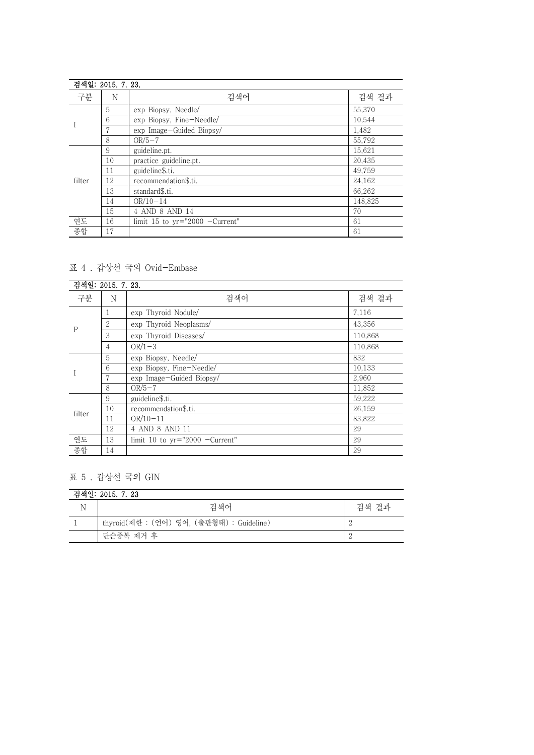| 검색일: 2015. 7. 23. | | | |
|---|---|---|---|
| 구분 | N | 검색어 | 검색 결과 |
| I | 5 | exp Biopsy, Needle/ | 55,370 |
| | 6 | exp Biopsy, Fine-Needle/ | 10,544 |
| | 7 | exp Image-Guided Biopsy/ | 1,482 |
| | 8 | OR/5-7 | 55,792 |
| filter | 9 | guideline.pt. | 15,621 |
| | 10 | practice guideline.pt. | 20,435 |
| | 11 | guideline$.ti. | 49,759 |
| | 12 | recommendation$.ti. | 24,162 |
| | 13 | standard$.ti. | 66,262 |
| | 14 | OR/10-14 | 148,825 |
| | 15 | 4 AND 8 AND 14 | 70 |
| 연도 | 16 | limit 15 to yr="2000 -Current" | 61 |
| 종합 | 17 | | 61 |

표 4 . 갑상선 국외 Ovid-Embase

| 검색일: 2015. 7. 23. | | | |
|---|---|---|---|
| 구분 | N | 검색어 | 검색 결과 |
| P | 1 | exp Thyroid Nodule/ | 7,116 |
| | 2 | exp Thyroid Neoplasms/ | 43,356 |
| | 3 | exp Thyroid Diseases/ | 110,868 |
| | 4 | OR/1-3 | 110,868 |
| I | 5 | exp Biopsy, Needle/ | 832 |
| | 6 | exp Biopsy, Fine-Needle/ | 10,133 |
| | 7 | exp Image-Guided Biopsy/ | 2,960 |
| | 8 | OR/5-7 | 11,852 |
| filter | 9 | guideline$.ti. | 59,222 |
| | 10 | recommendation$.ti. | 26,159 |
| | 11 | OR/10-11 | 83,822 |
| | 12 | 4 AND 8 AND 11 | 29 |
| 연도 | 13 | limit 10 to yr="2000 -Current" | 29 |
| 종합 | 14 | | 29 |

표 5 . 갑상선 국외 GIN

| 검색일: 2015. 7. 23 | | |
|---|---|---|
| N | 검색어 | 검색 결과 |
| 1 | thyroid(제한 : (언어) 영어, (출판형태) : Guideline) | 2 |
| | 단순중복 제거 후 | 2 |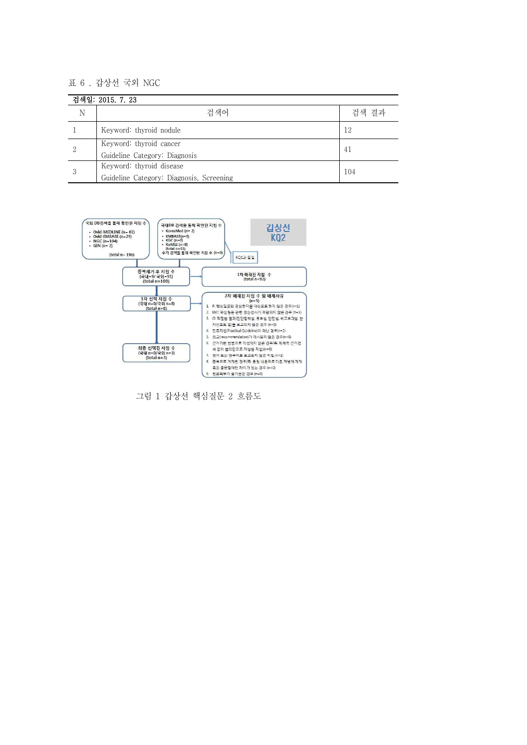표 6 . 갑상선 국외 NGC

| 검색일: 2015. 7. 23 | | |
|---|---|---|
| N | 검색어 | 검색 결과 |
| 1 | Keyword: thyroid nodule | 12 |
| 2 | Keyword: thyroid cancer<br>Guideline Category: Diagnosis | 41 |
| 3 | Keyword: thyroid disease<br>Guideline Category: Diagnosis, Screening | 104 |

국외 DB검색을 통해 확인된 지침 수
- Ovid-MEDLINE (n= 61)
- Ovid-EMBASE (n=29)
- NGC (n=104)
- GIN (n= 2)

(total n= 196)

국내DB 검색을 통해 확인된 지침 수
- KoreaMed (n= 2)
- KMBASE(n=9)
- KGC (n=0)
- KoMGI (n=0)

(total n=11)
수기 검색을 통해 확인된 지침 수 (n=0)

갑상선 KQ2

KQ1과 동일

중복제거 후 지침 수
(국내=9/ 국외=91)
(total n=100)

1차 배제된 지침 수
(total n=92)

1차 선택 지침 수
(국내 n=0/국외 n=8)
(total n=8)

2차 배제된 지침 수 및 배제사유
(n=5)
1. P: 핵심질문의 관심환자를 대상으로 하지 않은 경우(n=1)
2. I&C: 핵심질문 관련 영상검사가 포함되지 않은 경우 (n=1)
3. O: 적절한 결과(진단정확성, 유효성, 안전성, 비교효과성, 환자선호도 등)를 보고하지 않은 경우 (n=0)
4. 진료지침(Practical Guideline)이 아닌 경우(n=2)
5. 권고(recommendation)가 제시되지 않은 경우(n=0)
6. 근거기반 방법으로 작성되지 않은 경우(즉 체계적 근거검색 없이 합의만으로 작성된 지침)(n=0)
7. 영어 또는 한국어로 보고되지 않은 지침 (n=1)
8. 중복으로 게재된 경우(즉 동일 내용으로 다른 저널에 게재 혹은 출판형태만 차이가 있는 경우 (n=0)
9. 전문확보가 불가능한 경우 (n=0)

최종 선택된 지침 수
(국내 n=0/국외 n=3)
(total n=3)

그림 1 갑상선 핵심질문 2 흐름도